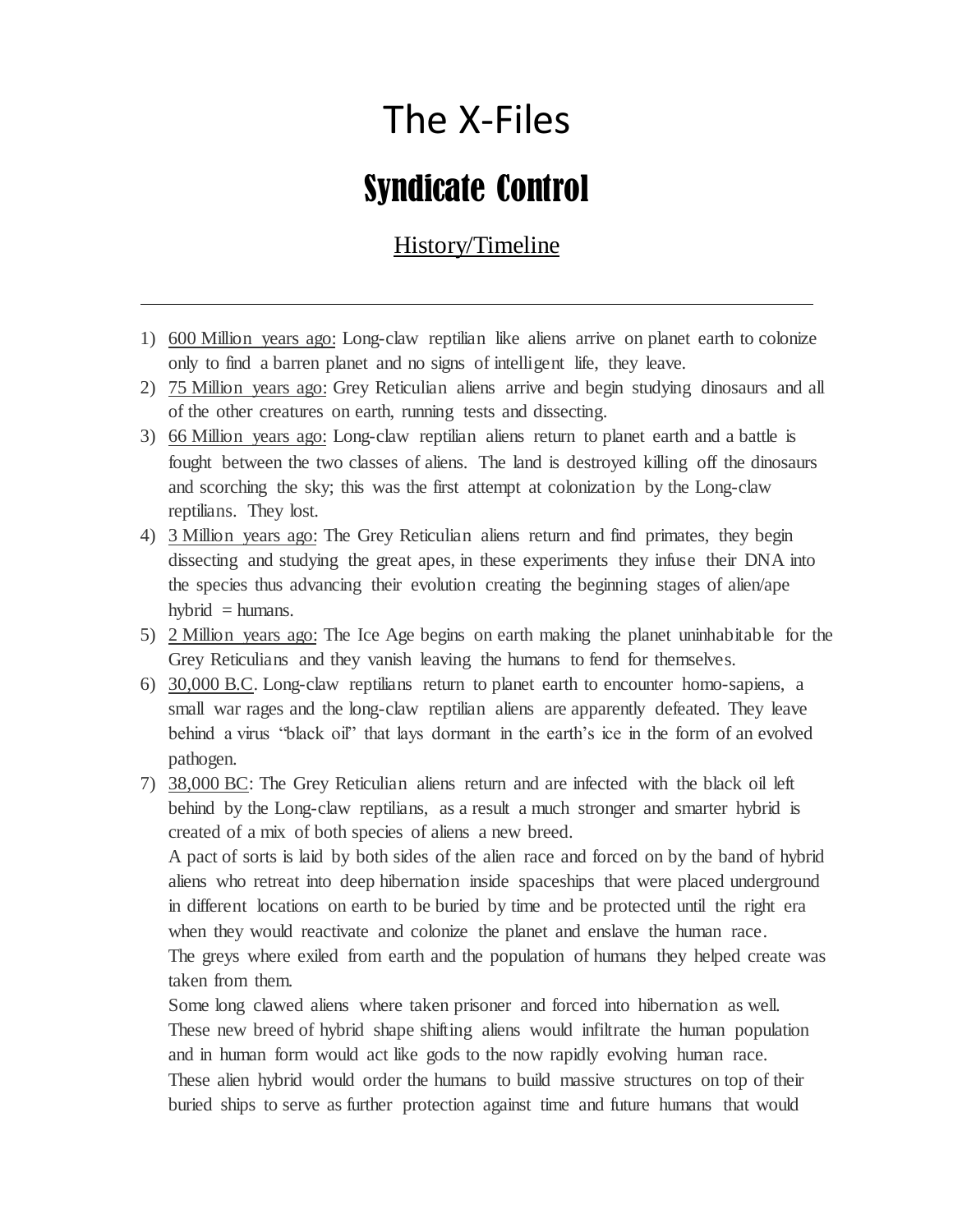# The X-Files

## Syndicate Control

### History/Timeline

---

1) 600 Million years ago: Long-claw reptilian like aliens arrive on planet earth to colonize only to find a barren planet and no signs of intelligent life, they leave.
2) 75 Million years ago: Grey Reticulian aliens arrive and begin studying dinosaurs and all of the other creatures on earth, running tests and dissecting.
3) 66 Million years ago: Long-claw reptilian aliens return to planet earth and a battle is fought between the two classes of aliens. The land is destroyed killing off the dinosaurs and scorching the sky; this was the first attempt at colonization by the Long-claw reptilians. They lost.
4) 3 Million years ago: The Grey Reticulian aliens return and find primates, they begin dissecting and studying the great apes, in these experiments they infuse their DNA into the species thus advancing their evolution creating the beginning stages of alien/ape hybrid = humans.
5) 2 Million years ago: The Ice Age begins on earth making the planet uninhabitable for the Grey Reticulians and they vanish leaving the humans to fend for themselves.
6) 30,000 B.C. Long-claw reptilians return to planet earth to encounter homo-sapiens, a small war rages and the long-claw reptilian aliens are apparently defeated. They leave behind a virus "black oil" that lays dormant in the earth's ice in the form of an evolved pathogen.
7) 38,000 BC: The Grey Reticulian aliens return and are infected with the black oil left behind by the Long-claw reptilians, as a result a much stronger and smarter hybrid is created of a mix of both species of aliens a new breed.
   A pact of sorts is laid by both sides of the alien race and forced on by the band of hybrid aliens who retreat into deep hibernation inside spaceships that were placed underground in different locations on earth to be buried by time and be protected until the right era when they would reactivate and colonize the planet and enslave the human race.
   The greys where exiled from earth and the population of humans they helped create was taken from them.
   Some long clawed aliens where taken prisoner and forced into hibernation as well.
   These new breed of hybrid shape shifting aliens would infiltrate the human population and in human form would act like gods to the now rapidly evolving human race.
   These alien hybrid would order the humans to build massive structures on top of their buried ships to serve as further protection against time and future humans that would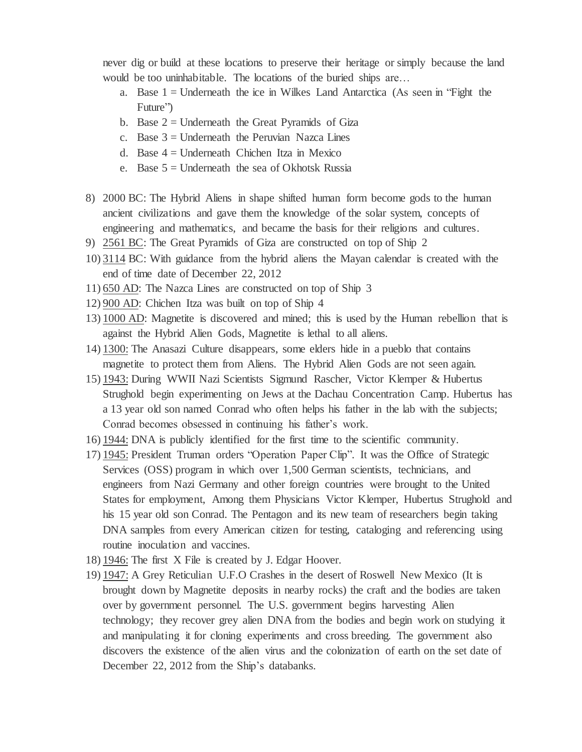never dig or build at these locations to preserve their heritage or simply because the land would be too uninhabitable. The locations of the buried ships are…

a. Base 1 = Underneath the ice in Wilkes Land Antarctica (As seen in "Fight the Future")
b. Base 2 = Underneath the Great Pyramids of Giza
c. Base 3 = Underneath the Peruvian Nazca Lines
d. Base 4 = Underneath Chichen Itza in Mexico
e. Base 5 = Underneath the sea of Okhotsk Russia

8) 2000 BC: The Hybrid Aliens in shape shifted human form become gods to the human ancient civilizations and gave them the knowledge of the solar system, concepts of engineering and mathematics, and became the basis for their religions and cultures.
9) 2561 BC: The Great Pyramids of Giza are constructed on top of Ship 2
10) 3114 BC: With guidance from the hybrid aliens the Mayan calendar is created with the end of time date of December 22, 2012
11) 650 AD: The Nazca Lines are constructed on top of Ship 3
12) 900 AD: Chichen Itza was built on top of Ship 4
13) 1000 AD: Magnetite is discovered and mined; this is used by the Human rebellion that is against the Hybrid Alien Gods, Magnetite is lethal to all aliens.
14) 1300: The Anasazi Culture disappears, some elders hide in a pueblo that contains magnetite to protect them from Aliens. The Hybrid Alien Gods are not seen again.
15) 1943: During WWII Nazi Scientists Sigmund Rascher, Victor Klemper & Hubertus Strughold begin experimenting on Jews at the Dachau Concentration Camp. Hubertus has a 13 year old son named Conrad who often helps his father in the lab with the subjects; Conrad becomes obsessed in continuing his father's work.
16) 1944: DNA is publicly identified for the first time to the scientific community.
17) 1945: President Truman orders "Operation Paper Clip". It was the Office of Strategic Services (OSS) program in which over 1,500 German scientists, technicians, and engineers from Nazi Germany and other foreign countries were brought to the United States for employment, Among them Physicians Victor Klemper, Hubertus Strughold and his 15 year old son Conrad. The Pentagon and its new team of researchers begin taking DNA samples from every American citizen for testing, cataloging and referencing using routine inoculation and vaccines.
18) 1946: The first X File is created by J. Edgar Hoover.
19) 1947: A Grey Reticulian U.F.O Crashes in the desert of Roswell New Mexico (It is brought down by Magnetite deposits in nearby rocks) the craft and the bodies are taken over by government personnel. The U.S. government begins harvesting Alien technology; they recover grey alien DNA from the bodies and begin work on studying it and manipulating it for cloning experiments and cross breeding. The government also discovers the existence of the alien virus and the colonization of earth on the set date of December 22, 2012 from the Ship's databanks.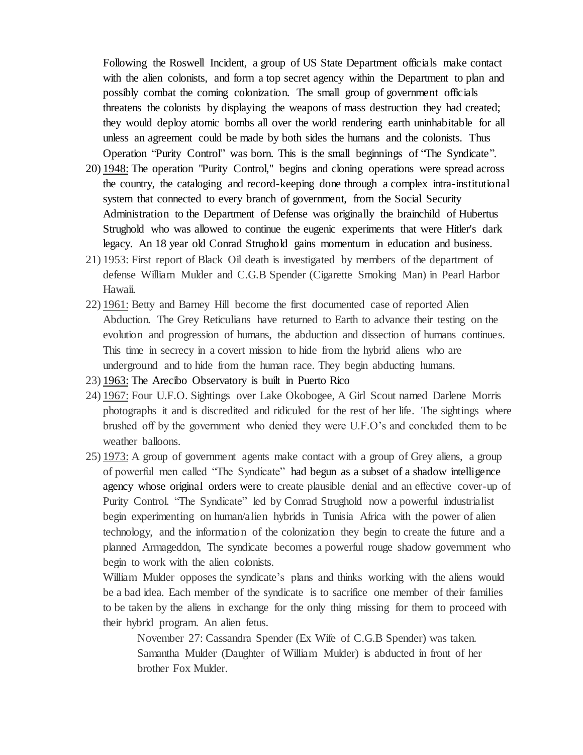Following the Roswell Incident, a group of US State Department officials make contact with the alien colonists, and form a top secret agency within the Department to plan and possibly combat the coming colonization. The small group of government officials threatens the colonists by displaying the weapons of mass destruction they had created; they would deploy atomic bombs all over the world rendering earth uninhabitable for all unless an agreement could be made by both sides the humans and the colonists. Thus Operation "Purity Control" was born. This is the small beginnings of "The Syndicate".

20) 1948: The operation "Purity Control," begins and cloning operations were spread across the country, the cataloging and record-keeping done through a complex intra-institutional system that connected to every branch of government, from the Social Security Administration to the Department of Defense was originally the brainchild of Hubertus Strughold who was allowed to continue the eugenic experiments that were Hitler's dark legacy. An 18 year old Conrad Strughold gains momentum in education and business.
21) 1953: First report of Black Oil death is investigated by members of the department of defense William Mulder and C.G.B Spender (Cigarette Smoking Man) in Pearl Harbor Hawaii.
22) 1961: Betty and Barney Hill become the first documented case of reported Alien Abduction. The Grey Reticulians have returned to Earth to advance their testing on the evolution and progression of humans, the abduction and dissection of humans continues. This time in secrecy in a covert mission to hide from the hybrid aliens who are underground and to hide from the human race. They begin abducting humans.
23) 1963: The Arecibo Observatory is built in Puerto Rico
24) 1967: Four U.F.O. Sightings over Lake Okobogee, A Girl Scout named Darlene Morris photographs it and is discredited and ridiculed for the rest of her life. The sightings where brushed off by the government who denied they were U.F.O's and concluded them to be weather balloons.
25) 1973: A group of government agents make contact with a group of Grey aliens, a group of powerful men called "The Syndicate" had begun as a subset of a shadow intelligence agency whose original orders were to create plausible denial and an effective cover-up of Purity Control. "The Syndicate" led by Conrad Strughold now a powerful industrialist begin experimenting on human/alien hybrids in Tunisia Africa with the power of alien technology, and the information of the colonization they begin to create the future and a planned Armageddon, The syndicate becomes a powerful rouge shadow government who begin to work with the alien colonists.

    William Mulder opposes the syndicate's plans and thinks working with the aliens would be a bad idea. Each member of the syndicate is to sacrifice one member of their families to be taken by the aliens in exchange for the only thing missing for them to proceed with their hybrid program. An alien fetus.

    November 27: Cassandra Spender (Ex Wife of C.G.B Spender) was taken. Samantha Mulder (Daughter of William Mulder) is abducted in front of her brother Fox Mulder.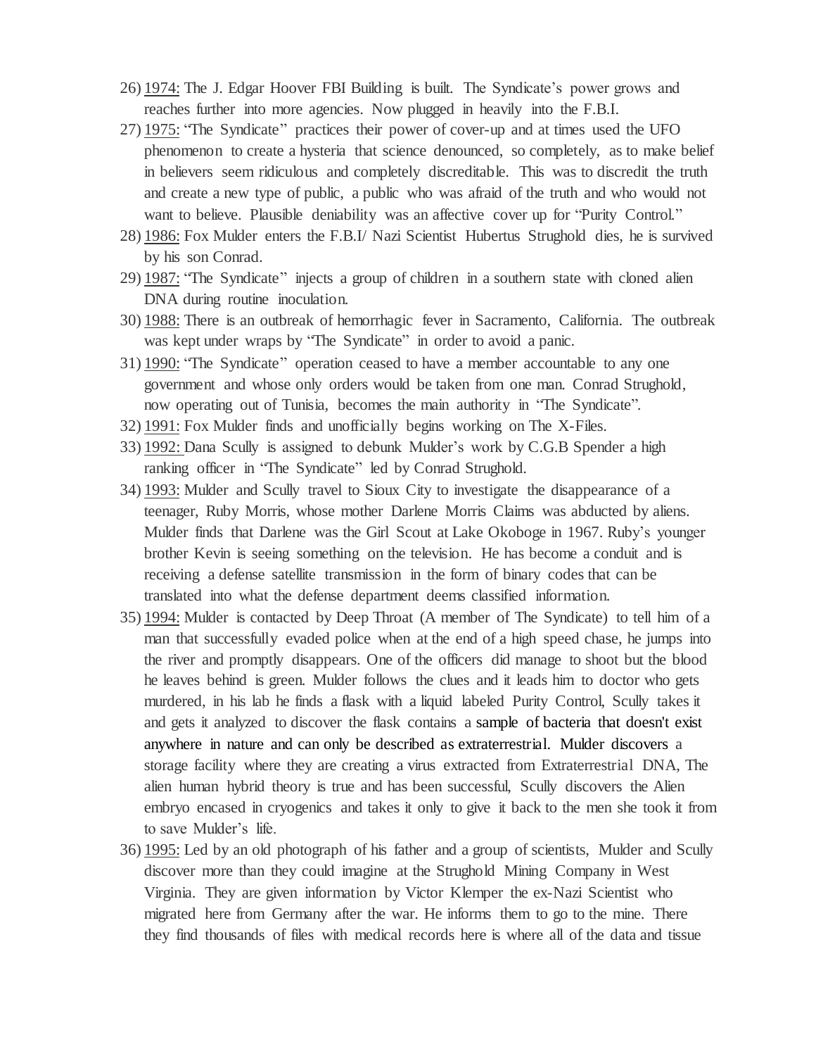26) <u>1974:</u> The J. Edgar Hoover FBI Building is built. The Syndicate's power grows and reaches further into more agencies. Now plugged in heavily into the F.B.I.
27) <u>1975:</u> "The Syndicate" practices their power of cover-up and at times used the UFO phenomenon to create a hysteria that science denounced, so completely, as to make belief in believers seem ridiculous and completely discreditable. This was to discredit the truth and create a new type of public, a public who was afraid of the truth and who would not want to believe. Plausible deniability was an affective cover up for "Purity Control."
28) <u>1986:</u> Fox Mulder enters the F.B.I/ Nazi Scientist Hubertus Strughold dies, he is survived by his son Conrad.
29) <u>1987:</u> "The Syndicate" injects a group of children in a southern state with cloned alien DNA during routine inoculation.
30) <u>1988:</u> There is an outbreak of hemorrhagic fever in Sacramento, California. The outbreak was kept under wraps by "The Syndicate" in order to avoid a panic.
31) <u>1990:</u> "The Syndicate" operation ceased to have a member accountable to any one government and whose only orders would be taken from one man. Conrad Strughold, now operating out of Tunisia, becomes the main authority in "The Syndicate".
32) <u>1991:</u> Fox Mulder finds and unofficially begins working on The X-Files.
33) <u>1992:</u> Dana Scully is assigned to debunk Mulder's work by C.G.B Spender a high ranking officer in "The Syndicate" led by Conrad Strughold.
34) <u>1993:</u> Mulder and Scully travel to Sioux City to investigate the disappearance of a teenager, Ruby Morris, whose mother Darlene Morris Claims was abducted by aliens. Mulder finds that Darlene was the Girl Scout at Lake Okoboge in 1967. Ruby's younger brother Kevin is seeing something on the television. He has become a conduit and is receiving a defense satellite transmission in the form of binary codes that can be translated into what the defense department deems classified information.
35) <u>1994:</u> Mulder is contacted by Deep Throat (A member of The Syndicate) to tell him of a man that successfully evaded police when at the end of a high speed chase, he jumps into the river and promptly disappears. One of the officers did manage to shoot but the blood he leaves behind is green. Mulder follows the clues and it leads him to doctor who gets murdered, in his lab he finds a flask with a liquid labeled Purity Control, Scully takes it and gets it analyzed to discover the flask contains a sample of bacteria that doesn't exist anywhere in nature and can only be described as extraterrestrial. Mulder discovers a storage facility where they are creating a virus extracted from Extraterrestrial DNA, The alien human hybrid theory is true and has been successful, Scully discovers the Alien embryo encased in cryogenics and takes it only to give it back to the men she took it from to save Mulder's life.
36) <u>1995:</u> Led by an old photograph of his father and a group of scientists, Mulder and Scully discover more than they could imagine at the Strughold Mining Company in West Virginia. They are given information by Victor Klemper the ex-Nazi Scientist who migrated here from Germany after the war. He informs them to go to the mine. There they find thousands of files with medical records here is where all of the data and tissue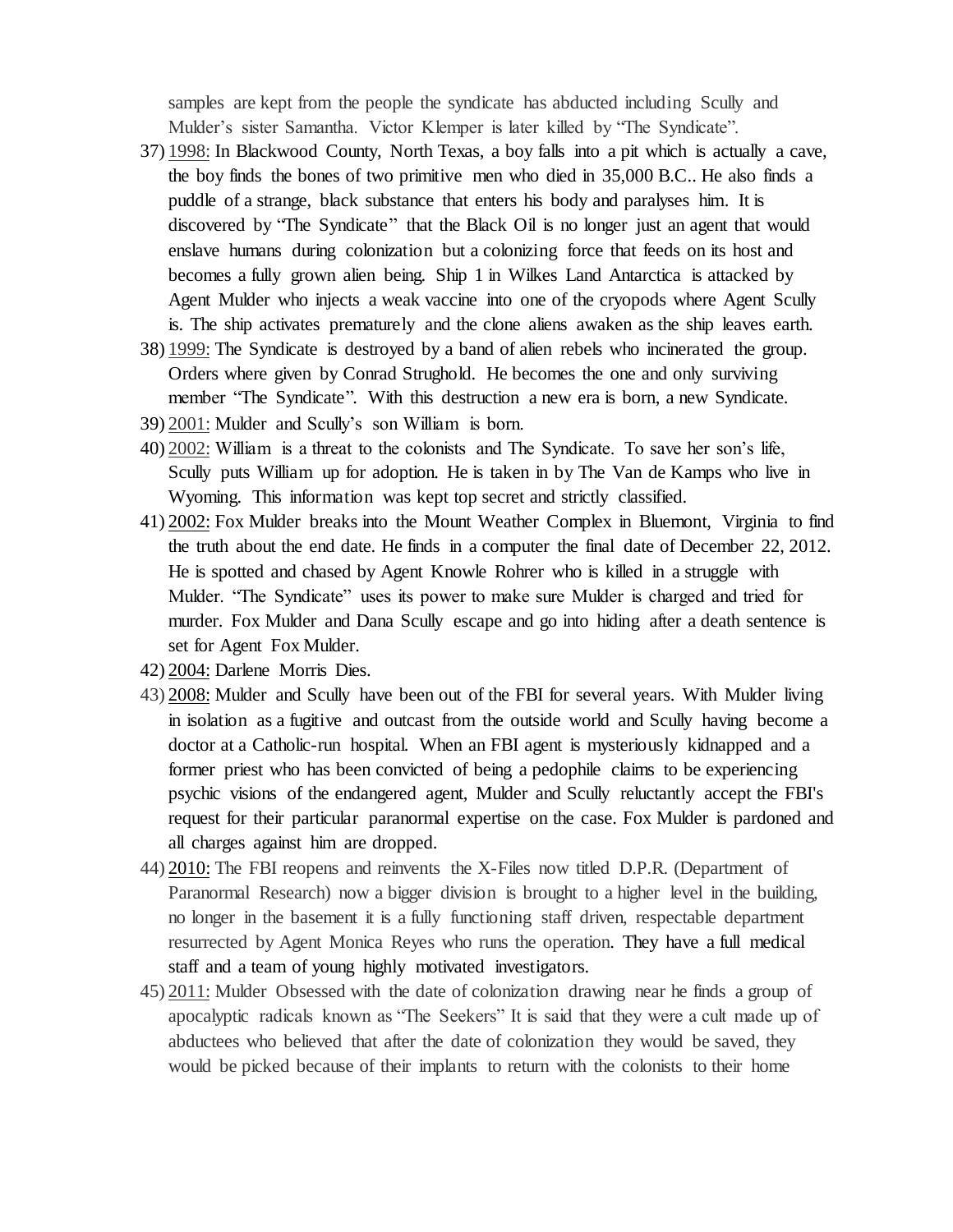samples are kept from the people the syndicate has abducted including Scully and Mulder's sister Samantha. Victor Klemper is later killed by "The Syndicate".

37) 1998: In Blackwood County, North Texas, a boy falls into a pit which is actually a cave, the boy finds the bones of two primitive men who died in 35,000 B.C.. He also finds a puddle of a strange, black substance that enters his body and paralyses him. It is discovered by "The Syndicate" that the Black Oil is no longer just an agent that would enslave humans during colonization but a colonizing force that feeds on its host and becomes a fully grown alien being. Ship 1 in Wilkes Land Antarctica is attacked by Agent Mulder who injects a weak vaccine into one of the cryopods where Agent Scully is. The ship activates prematurely and the clone aliens awaken as the ship leaves earth.
38) 1999: The Syndicate is destroyed by a band of alien rebels who incinerated the group. Orders where given by Conrad Strughold. He becomes the one and only surviving member "The Syndicate". With this destruction a new era is born, a new Syndicate.
39) 2001: Mulder and Scully's son William is born.
40) 2002: William is a threat to the colonists and The Syndicate. To save her son's life, Scully puts William up for adoption. He is taken in by The Van de Kamps who live in Wyoming. This information was kept top secret and strictly classified.
41) 2002: Fox Mulder breaks into the Mount Weather Complex in Bluemont, Virginia to find the truth about the end date. He finds in a computer the final date of December 22, 2012. He is spotted and chased by Agent Knowle Rohrer who is killed in a struggle with Mulder. "The Syndicate" uses its power to make sure Mulder is charged and tried for murder. Fox Mulder and Dana Scully escape and go into hiding after a death sentence is set for Agent Fox Mulder.
42) 2004: Darlene Morris Dies.
43) 2008: Mulder and Scully have been out of the FBI for several years. With Mulder living in isolation as a fugitive and outcast from the outside world and Scully having become a doctor at a Catholic-run hospital. When an FBI agent is mysteriously kidnapped and a former priest who has been convicted of being a pedophile claims to be experiencing psychic visions of the endangered agent, Mulder and Scully reluctantly accept the FBI's request for their particular paranormal expertise on the case. Fox Mulder is pardoned and all charges against him are dropped.
44) 2010: The FBI reopens and reinvents the X-Files now titled D.P.R. (Department of Paranormal Research) now a bigger division is brought to a higher level in the building, no longer in the basement it is a fully functioning staff driven, respectable department resurrected by Agent Monica Reyes who runs the operation. They have a full medical staff and a team of young highly motivated investigators.
45) 2011: Mulder Obsessed with the date of colonization drawing near he finds a group of apocalyptic radicals known as "The Seekers" It is said that they were a cult made up of abductees who believed that after the date of colonization they would be saved, they would be picked because of their implants to return with the colonists to their home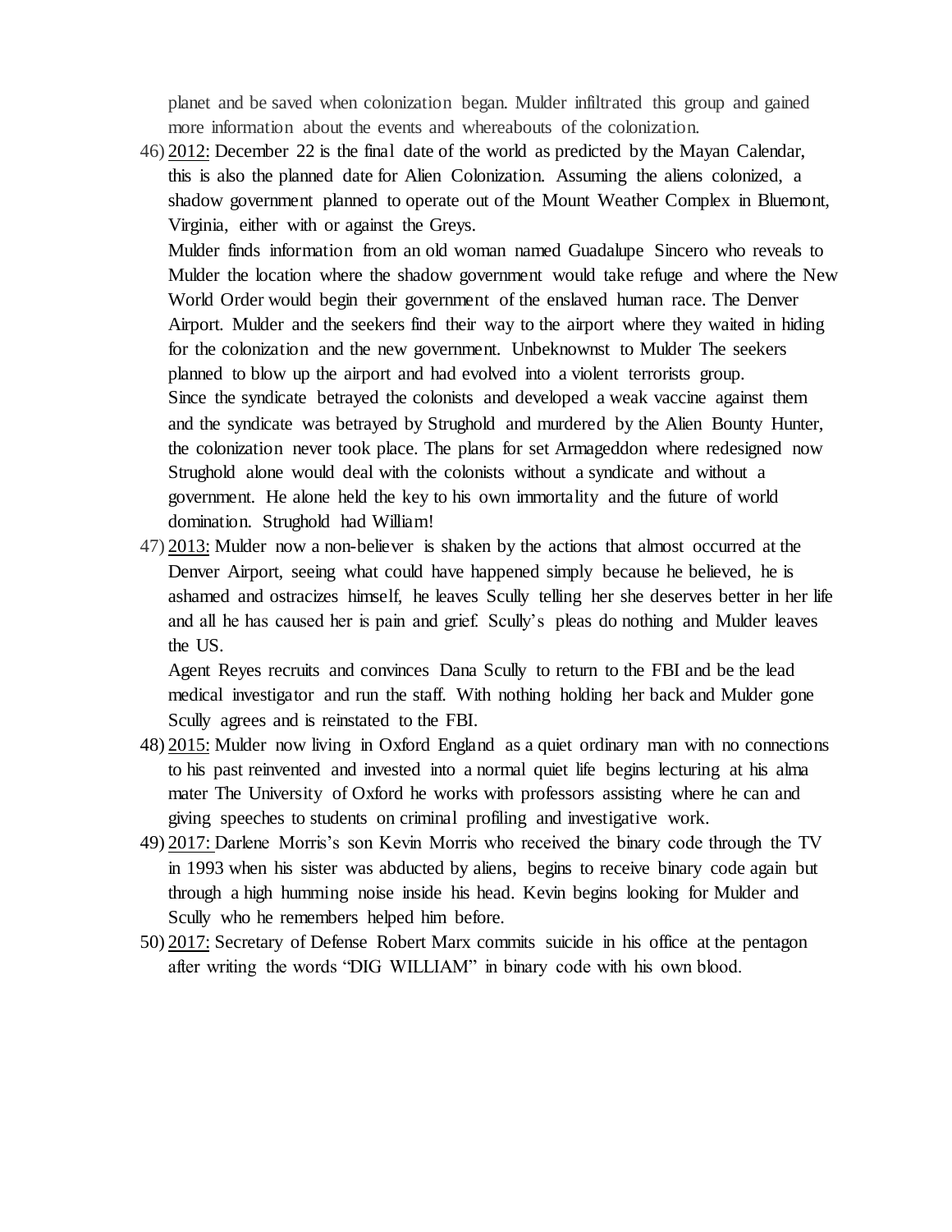planet and be saved when colonization began. Mulder infiltrated this group and gained more information about the events and whereabouts of the colonization.

46) 2012: December 22 is the final date of the world as predicted by the Mayan Calendar, this is also the planned date for Alien Colonization. Assuming the aliens colonized, a shadow government planned to operate out of the Mount Weather Complex in Bluemont, Virginia, either with or against the Greys.

    Mulder finds information from an old woman named Guadalupe Sincero who reveals to Mulder the location where the shadow government would take refuge and where the New World Order would begin their government of the enslaved human race. The Denver Airport. Mulder and the seekers find their way to the airport where they waited in hiding for the colonization and the new government. Unbeknownst to Mulder The seekers planned to blow up the airport and had evolved into a violent terrorists group.
    Since the syndicate betrayed the colonists and developed a weak vaccine against them and the syndicate was betrayed by Strughold and murdered by the Alien Bounty Hunter, the colonization never took place. The plans for set Armageddon where redesigned now Strughold alone would deal with the colonists without a syndicate and without a government. He alone held the key to his own immortality and the future of world domination. Strughold had William!

47) 2013: Mulder now a non-believer is shaken by the actions that almost occurred at the Denver Airport, seeing what could have happened simply because he believed, he is ashamed and ostracizes himself, he leaves Scully telling her she deserves better in her life and all he has caused her is pain and grief. Scully's pleas do nothing and Mulder leaves the US.

    Agent Reyes recruits and convinces Dana Scully to return to the FBI and be the lead medical investigator and run the staff. With nothing holding her back and Mulder gone Scully agrees and is reinstated to the FBI.

48) 2015: Mulder now living in Oxford England as a quiet ordinary man with no connections to his past reinvented and invested into a normal quiet life begins lecturing at his alma mater The University of Oxford he works with professors assisting where he can and giving speeches to students on criminal profiling and investigative work.

49) 2017: Darlene Morris's son Kevin Morris who received the binary code through the TV in 1993 when his sister was abducted by aliens, begins to receive binary code again but through a high humming noise inside his head. Kevin begins looking for Mulder and Scully who he remembers helped him before.

50) 2017: Secretary of Defense Robert Marx commits suicide in his office at the pentagon after writing the words "DIG WILLIAM" in binary code with his own blood.